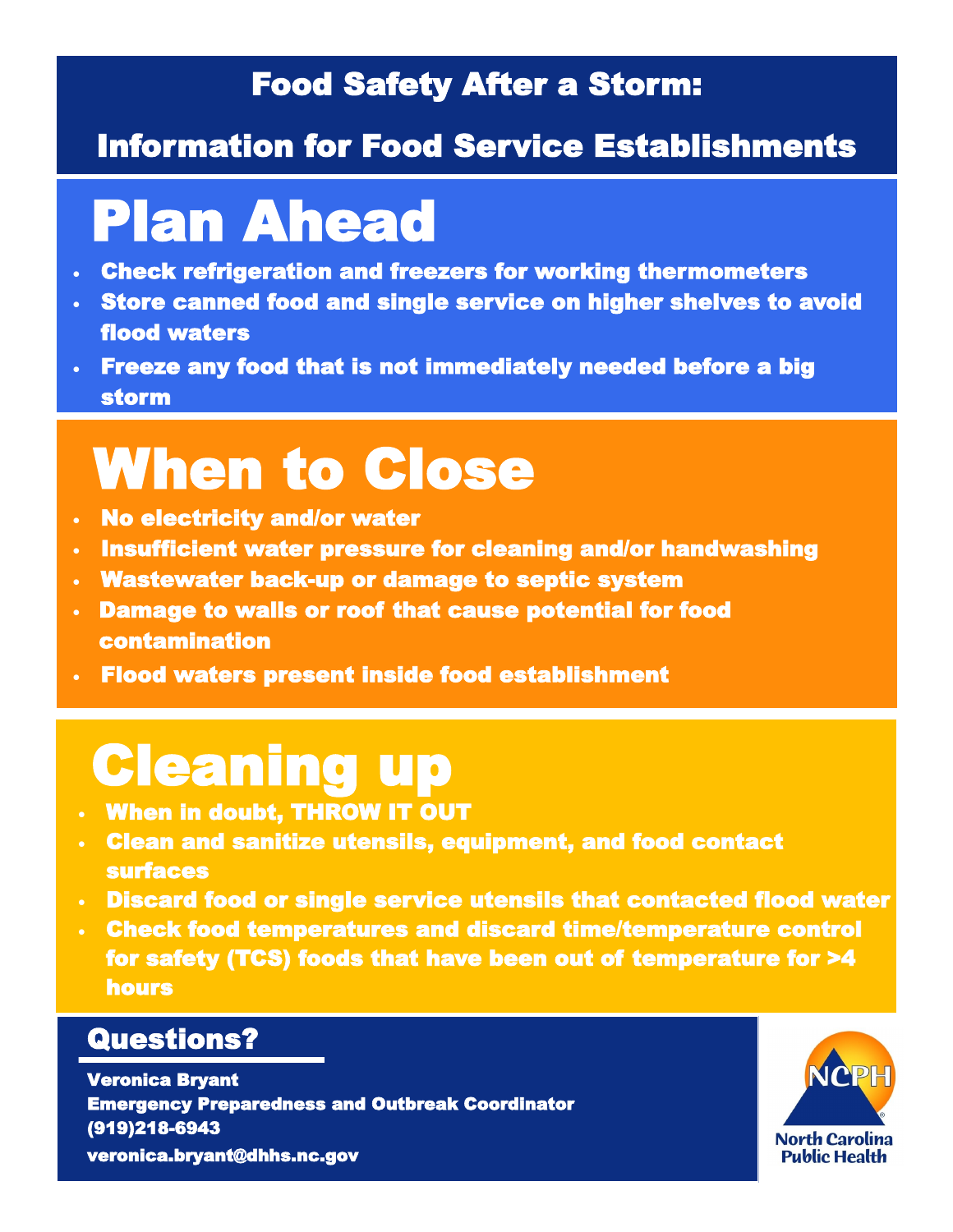# Food Safety After a Storm:

## Information for Food Service Establishments

## Plan Ahead

- Check refrigeration and freezers for working thermometers
- Store canned food and single service on higher shelves to avoid flood waters
- Freeze any food that is not immediately needed before a big storm

## When to Close

- No electricity and/or water
- Insufficient water pressure for cleaning and/or handwashing
- Wastewater back-up or damage to septic system
- Damage to walls or roof that cause potential for food contamination
- Flood waters present inside food establishment

## Cleaning up

- When in doubt, THROW IT OUT
- Clean and sanitize utensils, equipment, and food contact surfaces
- Discard food or single service utensils that contacted flood water
- Check food temperatures and discard time/temperature control for safety (TCS) foods that have been out of temperature for >4 hours

## Questions?

Veronica Bryant
Emergency Preparedness and Outbreak Coordinator
(919)218-6943
veronica.bryant@dhhs.nc.gov

NCPH
North Carolina Public Health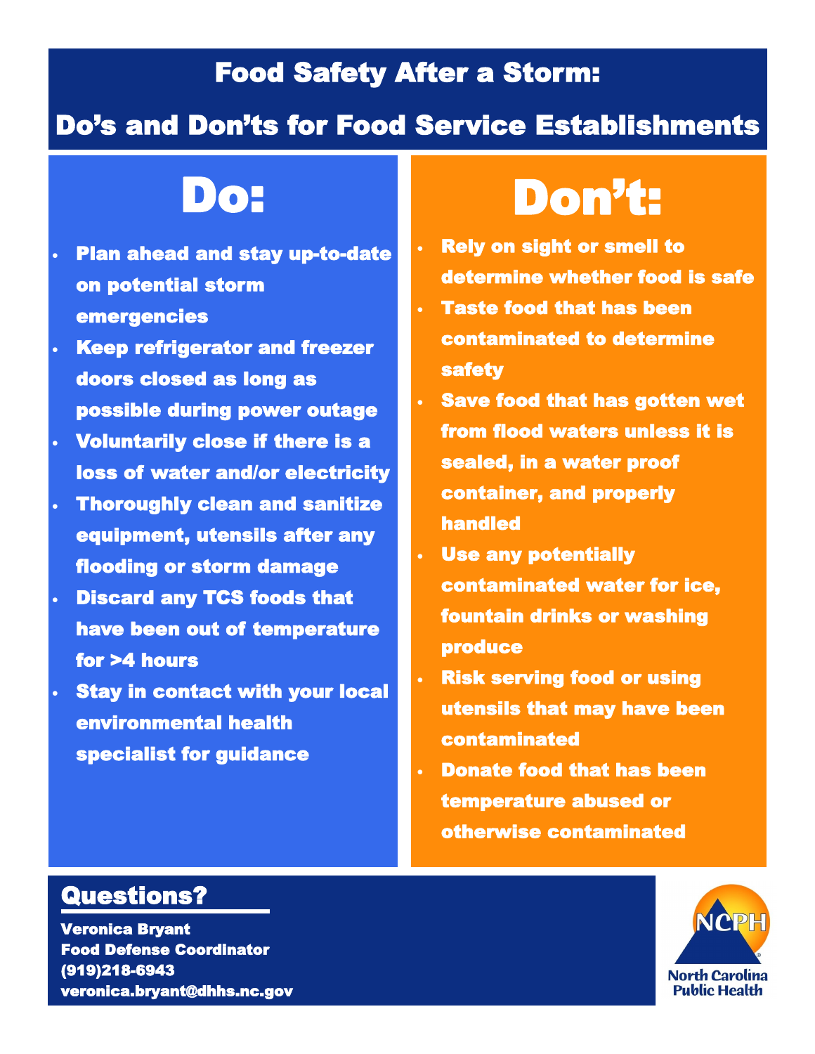# Food Safety After a Storm:

## Do's and Don'ts for Food Service Establishments

## Do:

- Plan ahead and stay up-to-date on potential storm emergencies
- Keep refrigerator and freezer doors closed as long as possible during power outage
- Voluntarily close if there is a loss of water and/or electricity
- Thoroughly clean and sanitize equipment, utensils after any flooding or storm damage
- Discard any TCS foods that have been out of temperature for >4 hours
- Stay in contact with your local environmental health specialist for guidance

## Don't:

- Rely on sight or smell to determine whether food is safe
- Taste food that has been contaminated to determine safety
- Save food that has gotten wet from flood waters unless it is sealed, in a water proof container, and properly handled
- Use any potentially contaminated water for ice, fountain drinks or washing produce
- Risk serving food or using utensils that may have been contaminated
- Donate food that has been temperature abused or otherwise contaminated

## Questions?

Veronica Bryant
Food Defense Coordinator
(919)218-6943
veronica.bryant@dhhs.nc.gov

NCPH
North Carolina Public Health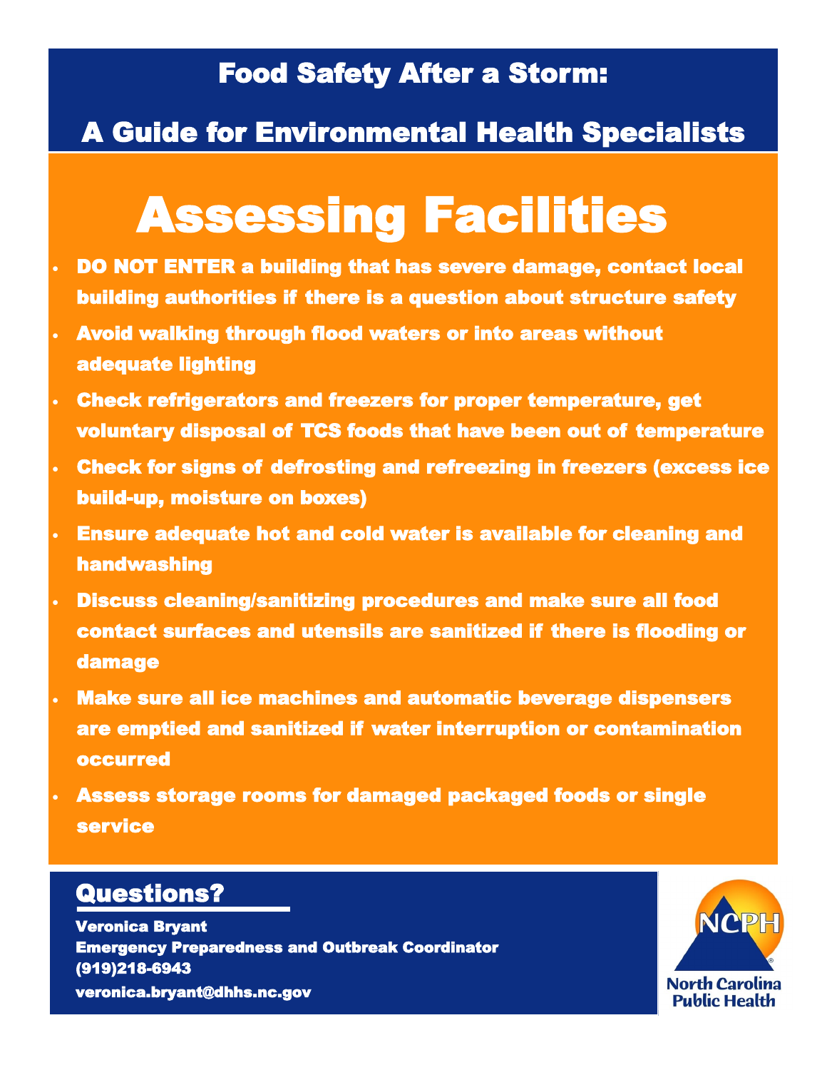# Food Safety After a Storm:

## A Guide for Environmental Health Specialists

# Assessing Facilities

- DO NOT ENTER a building that has severe damage, contact local building authorities if there is a question about structure safety
- Avoid walking through flood waters or into areas without adequate lighting
- Check refrigerators and freezers for proper temperature, get voluntary disposal of TCS foods that have been out of temperature
- Check for signs of defrosting and refreezing in freezers (excess ice build-up, moisture on boxes)
- Ensure adequate hot and cold water is available for cleaning and handwashing
- Discuss cleaning/sanitizing procedures and make sure all food contact surfaces and utensils are sanitized if there is flooding or damage
- Make sure all ice machines and automatic beverage dispensers are emptied and sanitized if water interruption or contamination occurred
- Assess storage rooms for damaged packaged foods or single service

## Questions?

Veronica Bryant
Emergency Preparedness and Outbreak Coordinator
(919)218-6943
veronica.bryant@dhhs.nc.gov

NCPH
North Carolina Public Health